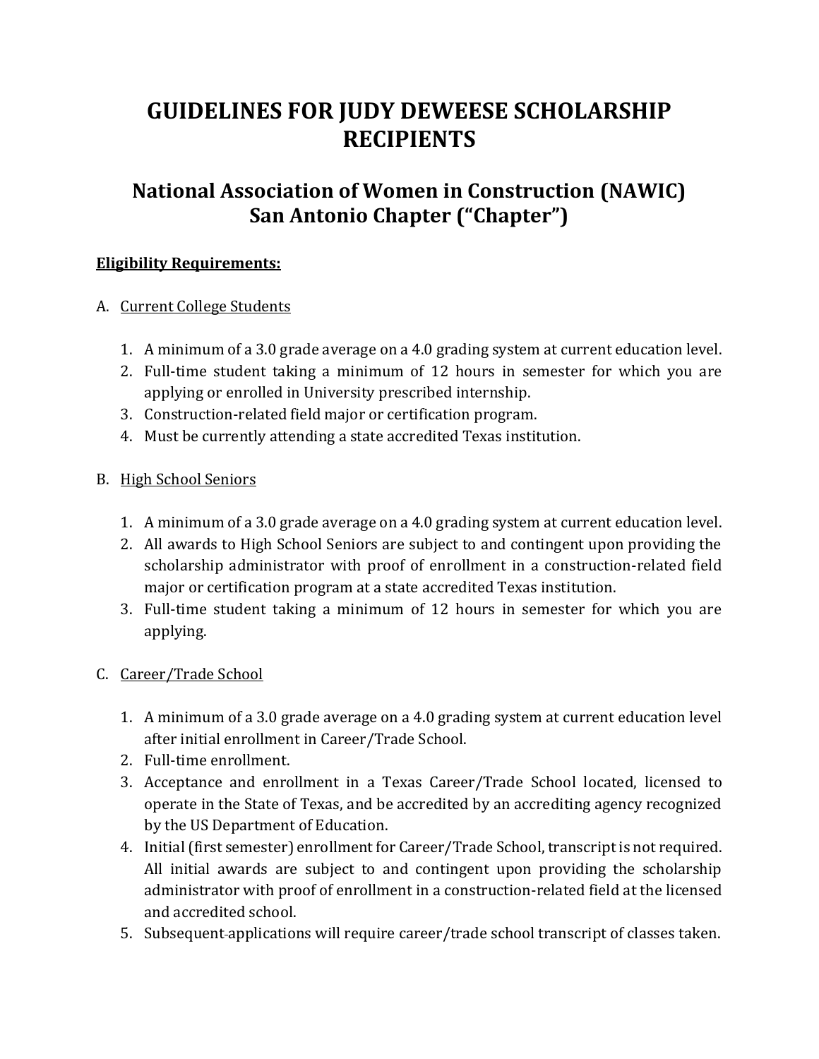# GUIDELINES FOR JUDY DEWEESE SCHOLARSHIP RECIPIENTS

## National Association of Women in Construction (NAWIC) San Antonio Chapter ("Chapter")

**Eligibility Requirements:**

A. Current College Students

1. A minimum of a 3.0 grade average on a 4.0 grading system at current education level.
2. Full-time student taking a minimum of 12 hours in semester for which you are applying or enrolled in University prescribed internship.
3. Construction-related field major or certification program.
4. Must be currently attending a state accredited Texas institution.

B. High School Seniors

1. A minimum of a 3.0 grade average on a 4.0 grading system at current education level.
2. All awards to High School Seniors are subject to and contingent upon providing the scholarship administrator with proof of enrollment in a construction-related field major or certification program at a state accredited Texas institution.
3. Full-time student taking a minimum of 12 hours in semester for which you are applying.

C. Career/Trade School

1. A minimum of a 3.0 grade average on a 4.0 grading system at current education level after initial enrollment in Career/Trade School.
2. Full-time enrollment.
3. Acceptance and enrollment in a Texas Career/Trade School located, licensed to operate in the State of Texas, and be accredited by an accrediting agency recognized by the US Department of Education.
4. Initial (first semester) enrollment for Career/Trade School, transcript is not required. All initial awards are subject to and contingent upon providing the scholarship administrator with proof of enrollment in a construction-related field at the licensed and accredited school.
5. Subsequent applications will require career/trade school transcript of classes taken.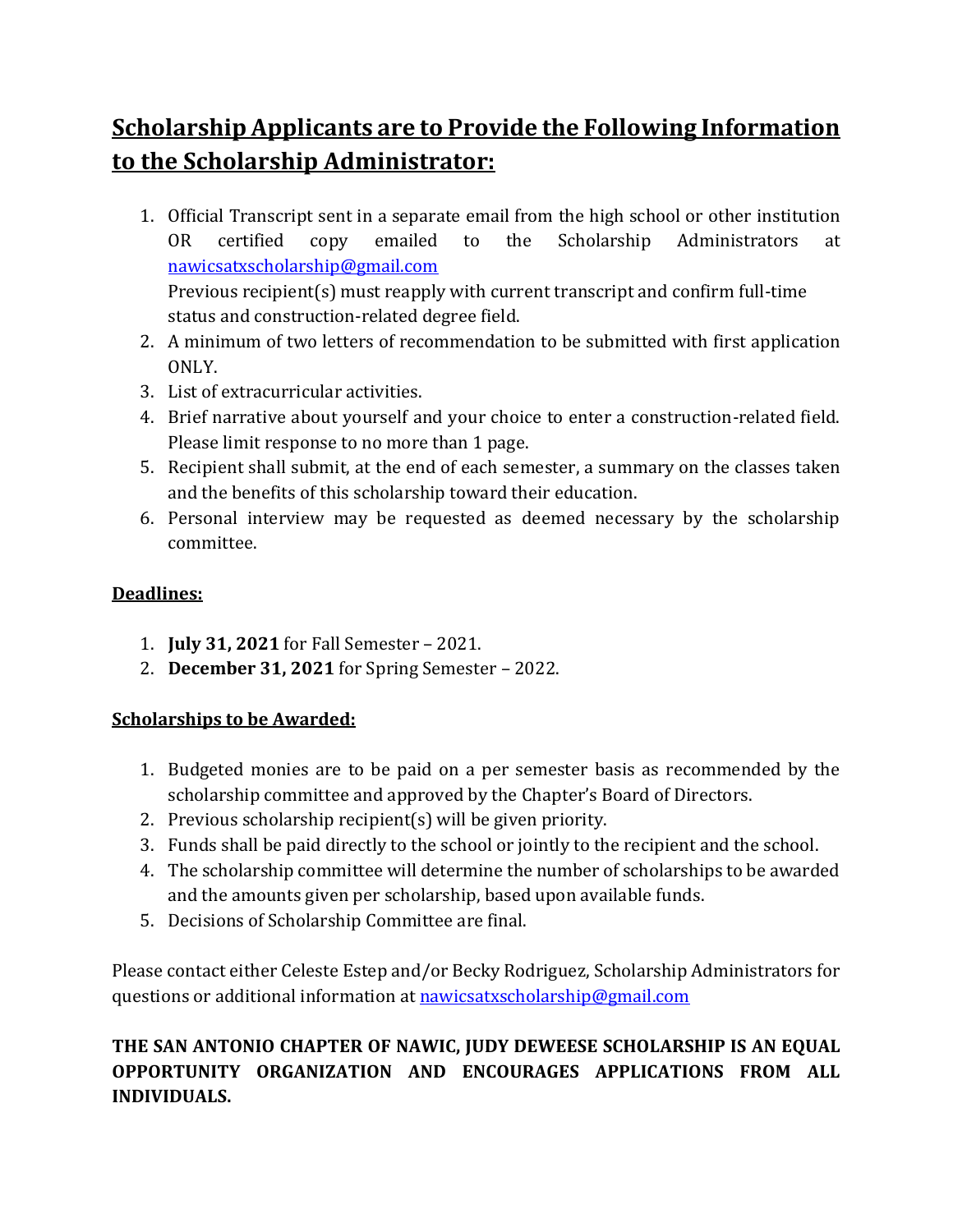## Scholarship Applicants are to Provide the Following Information to the Scholarship Administrator:

1. Official Transcript sent in a separate email from the high school or other institution OR certified copy emailed to the Scholarship Administrators at nawicsatxscholarship@gmail.com
   Previous recipient(s) must reapply with current transcript and confirm full-time status and construction-related degree field.
2. A minimum of two letters of recommendation to be submitted with first application ONLY.
3. List of extracurricular activities.
4. Brief narrative about yourself and your choice to enter a construction-related field. Please limit response to no more than 1 page.
5. Recipient shall submit, at the end of each semester, a summary on the classes taken and the benefits of this scholarship toward their education.
6. Personal interview may be requested as deemed necessary by the scholarship committee.

**Deadlines:**

1. **July 31, 2021** for Fall Semester – 2021.
2. **December 31, 2021** for Spring Semester – 2022.

**Scholarships to be Awarded:**

1. Budgeted monies are to be paid on a per semester basis as recommended by the scholarship committee and approved by the Chapter's Board of Directors.
2. Previous scholarship recipient(s) will be given priority.
3. Funds shall be paid directly to the school or jointly to the recipient and the school.
4. The scholarship committee will determine the number of scholarships to be awarded and the amounts given per scholarship, based upon available funds.
5. Decisions of Scholarship Committee are final.

Please contact either Celeste Estep and/or Becky Rodriguez, Scholarship Administrators for questions or additional information at nawicsatxscholarship@gmail.com

**THE SAN ANTONIO CHAPTER OF NAWIC, JUDY DEWEESE SCHOLARSHIP IS AN EQUAL OPPORTUNITY ORGANIZATION AND ENCOURAGES APPLICATIONS FROM ALL INDIVIDUALS.**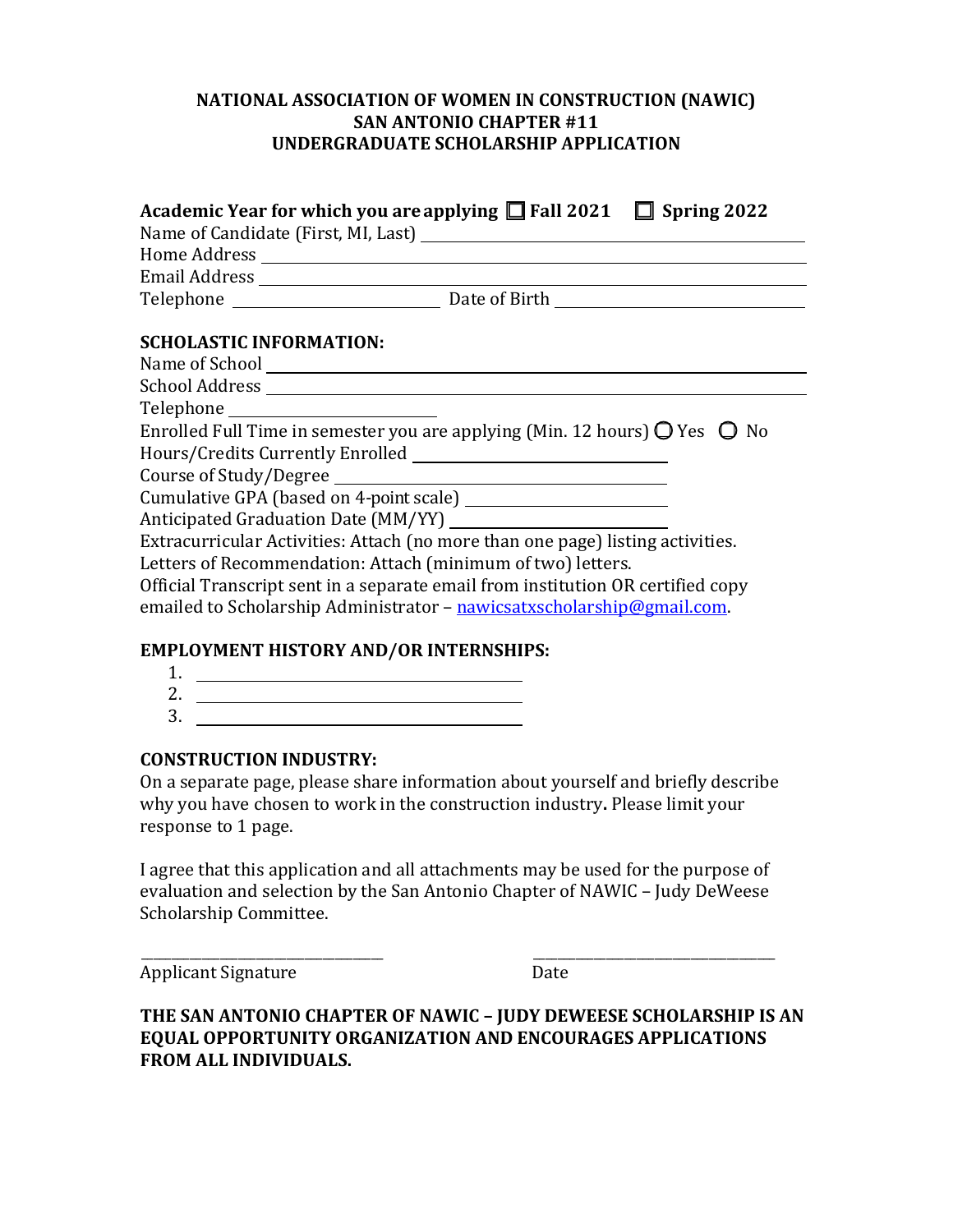**NATIONAL ASSOCIATION OF WOMEN IN CONSTRUCTION (NAWIC)**
**SAN ANTONIO CHAPTER #11**
**UNDERGRADUATE SCHOLARSHIP APPLICATION**

**Academic Year for which you are applying** ☐ **Fall 2021** ☐ **Spring 2022**

Name of Candidate (First, MI, Last) ____________________

Home Address ____________________

Email Address ____________________

Telephone ____________________ Date of Birth ____________________

**SCHOLASTIC INFORMATION:**

Name of School ____________________

School Address ____________________

Telephone ____________________

Enrolled Full Time in semester you are applying (Min. 12 hours) ○ Yes ○ No

Hours/Credits Currently Enrolled ____________________

Course of Study/Degree ____________________

Cumulative GPA (based on 4-point scale) ____________________

Anticipated Graduation Date (MM/YY) ____________________

Extracurricular Activities: Attach (no more than one page) listing activities.

Letters of Recommendation: Attach (minimum of two) letters.

Official Transcript sent in a separate email from institution OR certified copy emailed to Scholarship Administrator – nawicsatxscholarship@gmail.com.

**EMPLOYMENT HISTORY AND/OR INTERNSHIPS:**

1. ____________________
2. ____________________
3. ____________________

**CONSTRUCTION INDUSTRY:**

On a separate page, please share information about yourself and briefly describe why you have chosen to work in the construction industry**.** Please limit your response to 1 page.

I agree that this application and all attachments may be used for the purpose of evaluation and selection by the San Antonio Chapter of NAWIC – Judy DeWeese Scholarship Committee.

____________________ ____________________

Applicant Signature Date

**THE SAN ANTONIO CHAPTER OF NAWIC – JUDY DEWEESE SCHOLARSHIP IS AN EQUAL OPPORTUNITY ORGANIZATION AND ENCOURAGES APPLICATIONS FROM ALL INDIVIDUALS.**